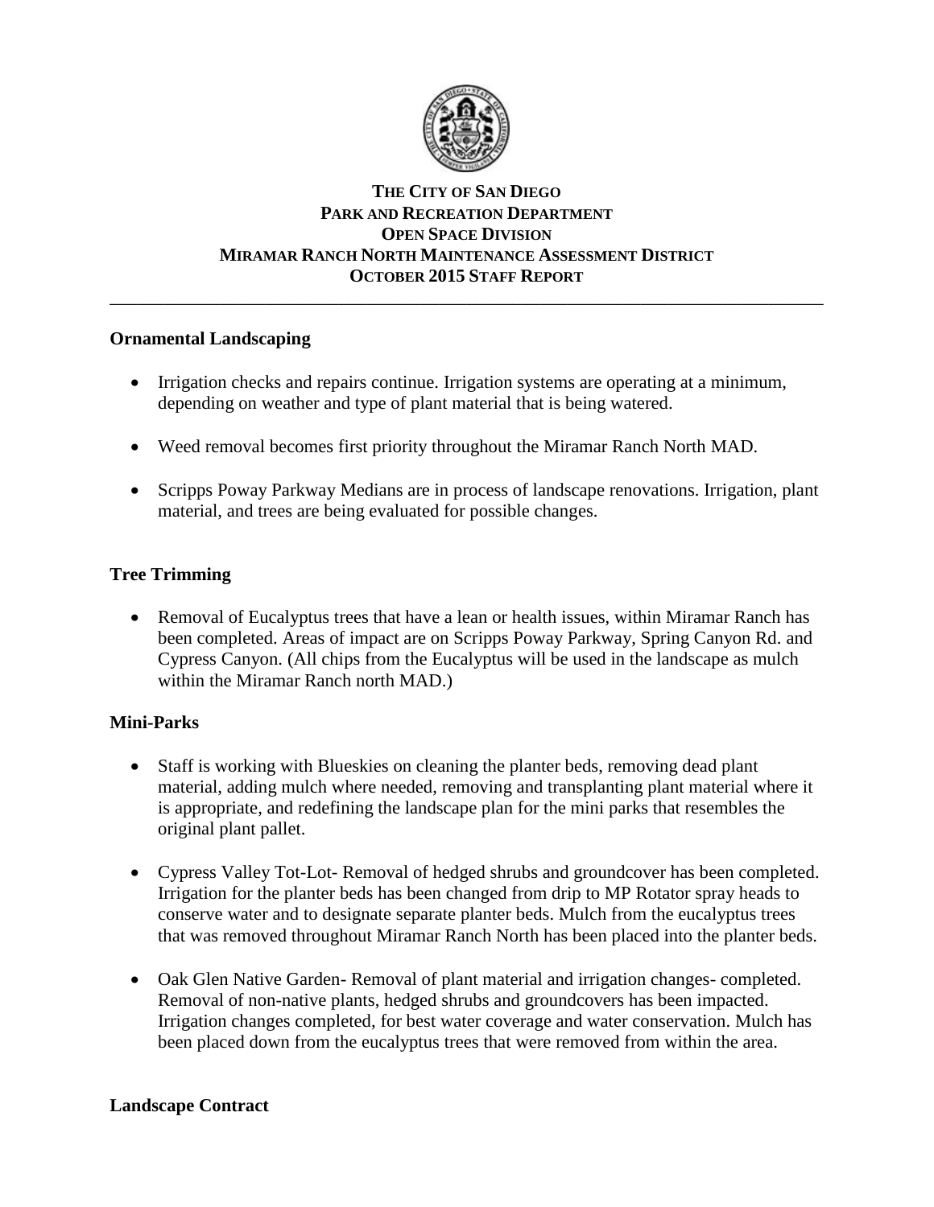**THE CITY OF SAN DIEGO**
**PARK AND RECREATION DEPARTMENT**
**OPEN SPACE DIVISION**
**MIRAMAR RANCH NORTH MAINTENANCE ASSESSMENT DISTRICT**
**OCTOBER 2015 STAFF REPORT**

---

## Ornamental Landscaping

- Irrigation checks and repairs continue. Irrigation systems are operating at a minimum, depending on weather and type of plant material that is being watered.
- Weed removal becomes first priority throughout the Miramar Ranch North MAD.
- Scripps Poway Parkway Medians are in process of landscape renovations. Irrigation, plant material, and trees are being evaluated for possible changes.

## Tree Trimming

- Removal of Eucalyptus trees that have a lean or health issues, within Miramar Ranch has been completed. Areas of impact are on Scripps Poway Parkway, Spring Canyon Rd. and Cypress Canyon. (All chips from the Eucalyptus will be used in the landscape as mulch within the Miramar Ranch north MAD.)

## Mini-Parks

- Staff is working with Blueskies on cleaning the planter beds, removing dead plant material, adding mulch where needed, removing and transplanting plant material where it is appropriate, and redefining the landscape plan for the mini parks that resembles the original plant pallet.
- Cypress Valley Tot-Lot- Removal of hedged shrubs and groundcover has been completed. Irrigation for the planter beds has been changed from drip to MP Rotator spray heads to conserve water and to designate separate planter beds. Mulch from the eucalyptus trees that was removed throughout Miramar Ranch North has been placed into the planter beds.
- Oak Glen Native Garden- Removal of plant material and irrigation changes- completed. Removal of non-native plants, hedged shrubs and groundcovers has been impacted. Irrigation changes completed, for best water coverage and water conservation. Mulch has been placed down from the eucalyptus trees that were removed from within the area.

## Landscape Contract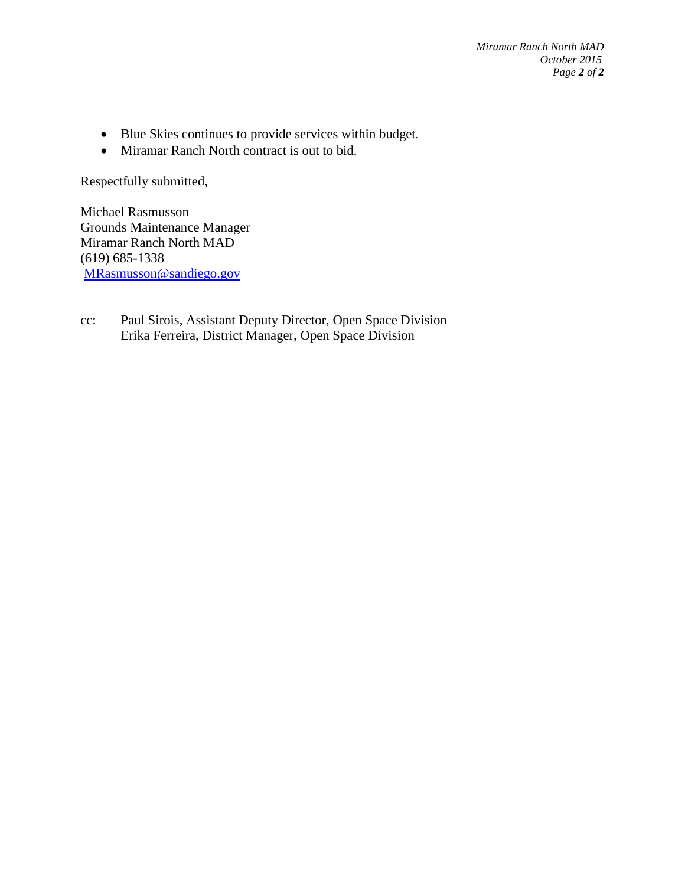- Blue Skies continues to provide services within budget.
- Miramar Ranch North contract is out to bid.

Respectfully submitted,

Michael Rasmusson
Grounds Maintenance Manager
Miramar Ranch North MAD
(619) 685-1338
MRasmusson@sandiego.gov

cc: Paul Sirois, Assistant Deputy Director, Open Space Division
Erika Ferreira, District Manager, Open Space Division